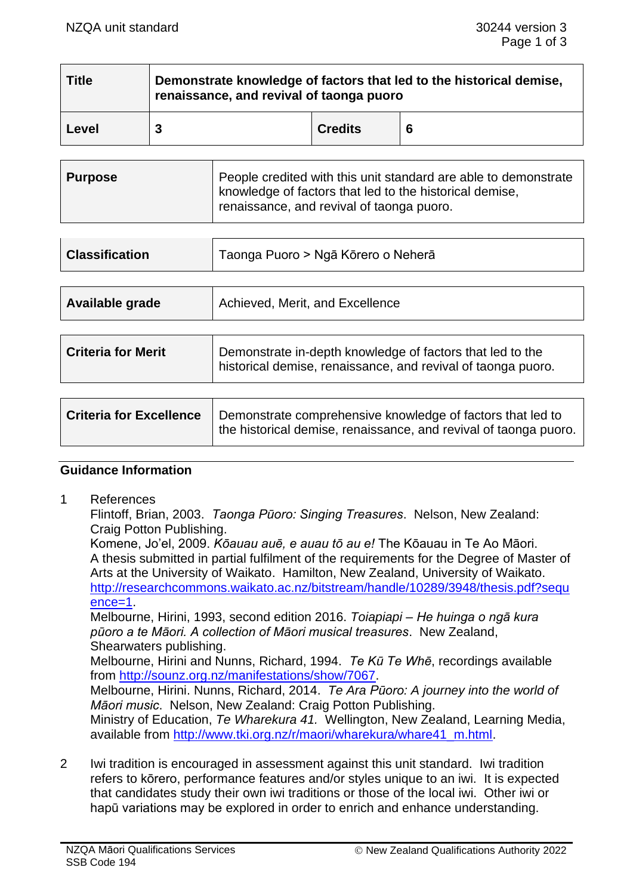| Title | Demonstrate knowledge of factors that led to the historical demise, renaissance, and revival of taonga puoro | | |
|---|---|---|---|
| Level | 3 | Credits | 6 |

| Purpose | People credited with this unit standard are able to demonstrate knowledge of factors that led to the historical demise, renaissance, and revival of taonga puoro. |
|---|---|

| Classification | Taonga Puoro > Ngā Kōrero o Neherā |
|---|---|

| Available grade | Achieved, Merit, and Excellence |
|---|---|

| Criteria for Merit | Demonstrate in-depth knowledge of factors that led to the historical demise, renaissance, and revival of taonga puoro. |
|---|---|

| Criteria for Excellence | Demonstrate comprehensive knowledge of factors that led to the historical demise, renaissance, and revival of taonga puoro. |
|---|---|

## Guidance Information

1 References

Flintoff, Brian, 2003. *Taonga Pūoro: Singing Treasures*. Nelson, New Zealand: Craig Potton Publishing.

Komene, Jo'el, 2009. *Kōauau auē, e auau tō au e!* The Kōauau in Te Ao Māori. A thesis submitted in partial fulfilment of the requirements for the Degree of Master of Arts at the University of Waikato. Hamilton, New Zealand, University of Waikato. http://researchcommons.waikato.ac.nz/bitstream/handle/10289/3948/thesis.pdf?sequence=1.

Melbourne, Hirini, 1993, second edition 2016. *Toiapiapi – He huinga o ngā kura pūoro a te Māori. A collection of Māori musical treasures*. New Zealand, Shearwaters publishing.

Melbourne, Hirini and Nunns, Richard, 1994. *Te Kū Te Whē*, recordings available from http://sounz.org.nz/manifestations/show/7067.

Melbourne, Hirini. Nunns, Richard, 2014. *Te Ara Pūoro: A journey into the world of Māori music.* Nelson, New Zealand: Craig Potton Publishing.

Ministry of Education, *Te Wharekura 41.* Wellington, New Zealand, Learning Media, available from http://www.tki.org.nz/r/maori/wharekura/whare41_m.html.

2 Iwi tradition is encouraged in assessment against this unit standard. Iwi tradition refers to kōrero, performance features and/or styles unique to an iwi. It is expected that candidates study their own iwi traditions or those of the local iwi. Other iwi or hapū variations may be explored in order to enrich and enhance understanding.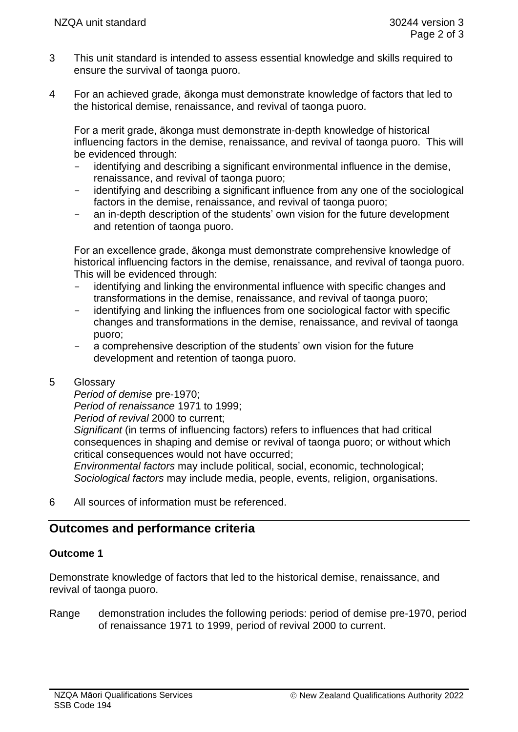3 This unit standard is intended to assess essential knowledge and skills required to ensure the survival of taonga puoro.

4 For an achieved grade, ākonga must demonstrate knowledge of factors that led to the historical demise, renaissance, and revival of taonga puoro.

   For a merit grade, ākonga must demonstrate in-depth knowledge of historical influencing factors in the demise, renaissance, and revival of taonga puoro. This will be evidenced through:
   - identifying and describing a significant environmental influence in the demise, renaissance, and revival of taonga puoro;
   - identifying and describing a significant influence from any one of the sociological factors in the demise, renaissance, and revival of taonga puoro;
   - an in-depth description of the students' own vision for the future development and retention of taonga puoro.

   For an excellence grade, ākonga must demonstrate comprehensive knowledge of historical influencing factors in the demise, renaissance, and revival of taonga puoro. This will be evidenced through:
   - identifying and linking the environmental influence with specific changes and transformations in the demise, renaissance, and revival of taonga puoro;
   - identifying and linking the influences from one sociological factor with specific changes and transformations in the demise, renaissance, and revival of taonga puoro;
   - a comprehensive description of the students' own vision for the future development and retention of taonga puoro.

5 Glossary
   *Period of demise* pre-1970;
   *Period of renaissance* 1971 to 1999;
   *Period of revival* 2000 to current;
   *Significant* (in terms of influencing factors) refers to influences that had critical consequences in shaping and demise or revival of taonga puoro; or without which critical consequences would not have occurred;
   *Environmental factors* may include political, social, economic, technological;
   *Sociological factors* may include media, people, events, religion, organisations.

6 All sources of information must be referenced.

## Outcomes and performance criteria

### Outcome 1

Demonstrate knowledge of factors that led to the historical demise, renaissance, and revival of taonga puoro.

Range demonstration includes the following periods: period of demise pre-1970, period of renaissance 1971 to 1999, period of revival 2000 to current.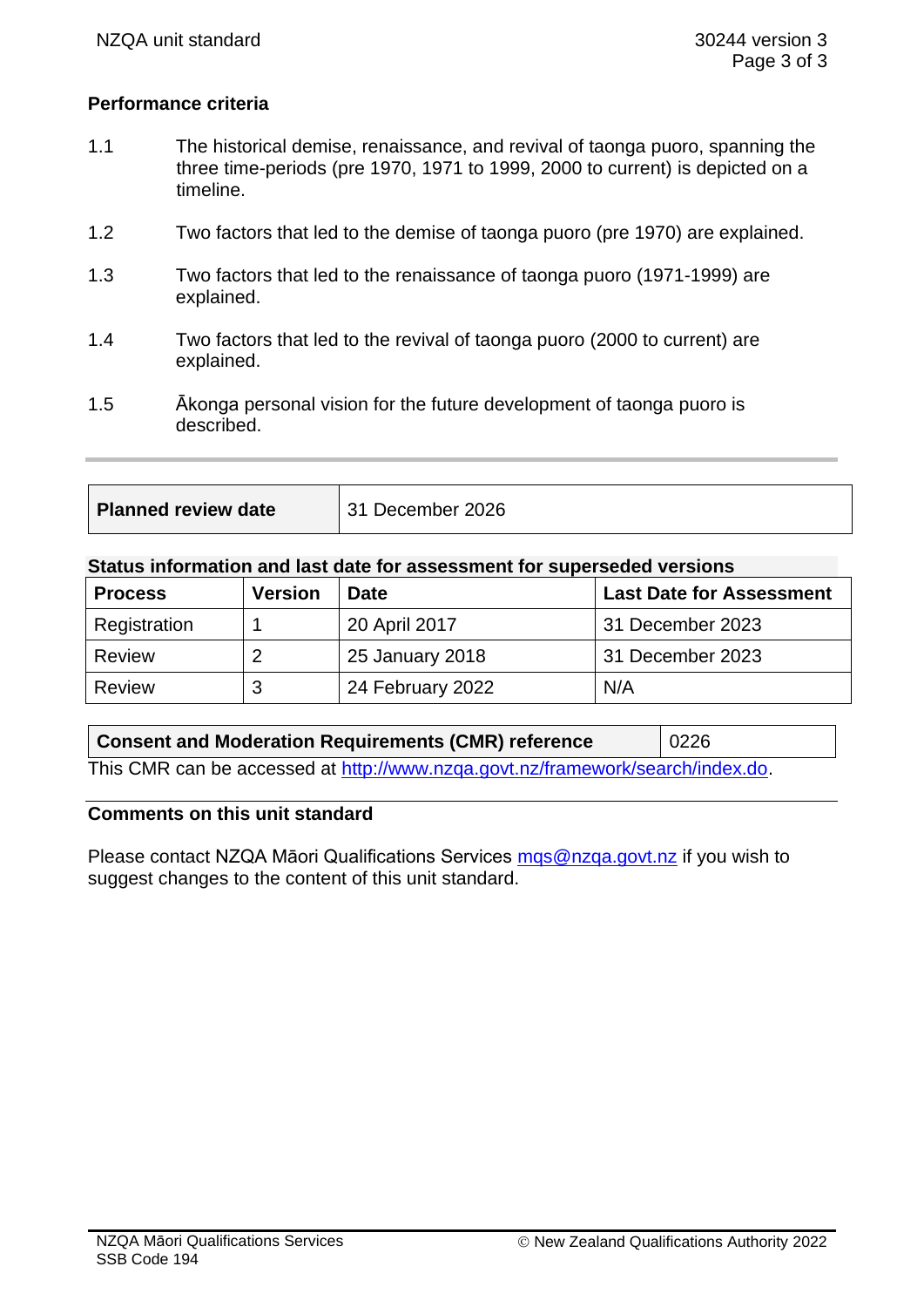**Performance criteria**

1.1 The historical demise, renaissance, and revival of taonga puoro, spanning the three time-periods (pre 1970, 1971 to 1999, 2000 to current) is depicted on a timeline.

1.2 Two factors that led to the demise of taonga puoro (pre 1970) are explained.

1.3 Two factors that led to the renaissance of taonga puoro (1971-1999) are explained.

1.4 Two factors that led to the revival of taonga puoro (2000 to current) are explained.

1.5 Ākonga personal vision for the future development of taonga puoro is described.

| | |
|---|---|
| **Planned review date** | 31 December 2026 |

**Status information and last date for assessment for superseded versions**

| Process | Version | Date | Last Date for Assessment |
|---|---|---|---|
| Registration | 1 | 20 April 2017 | 31 December 2023 |
| Review | 2 | 25 January 2018 | 31 December 2023 |
| Review | 3 | 24 February 2022 | N/A |

| | |
|---|---|
| **Consent and Moderation Requirements (CMR) reference** | 0226 |

This CMR can be accessed at http://www.nzqa.govt.nz/framework/search/index.do.

**Comments on this unit standard**

Please contact NZQA Māori Qualifications Services mqs@nzqa.govt.nz if you wish to suggest changes to the content of this unit standard.